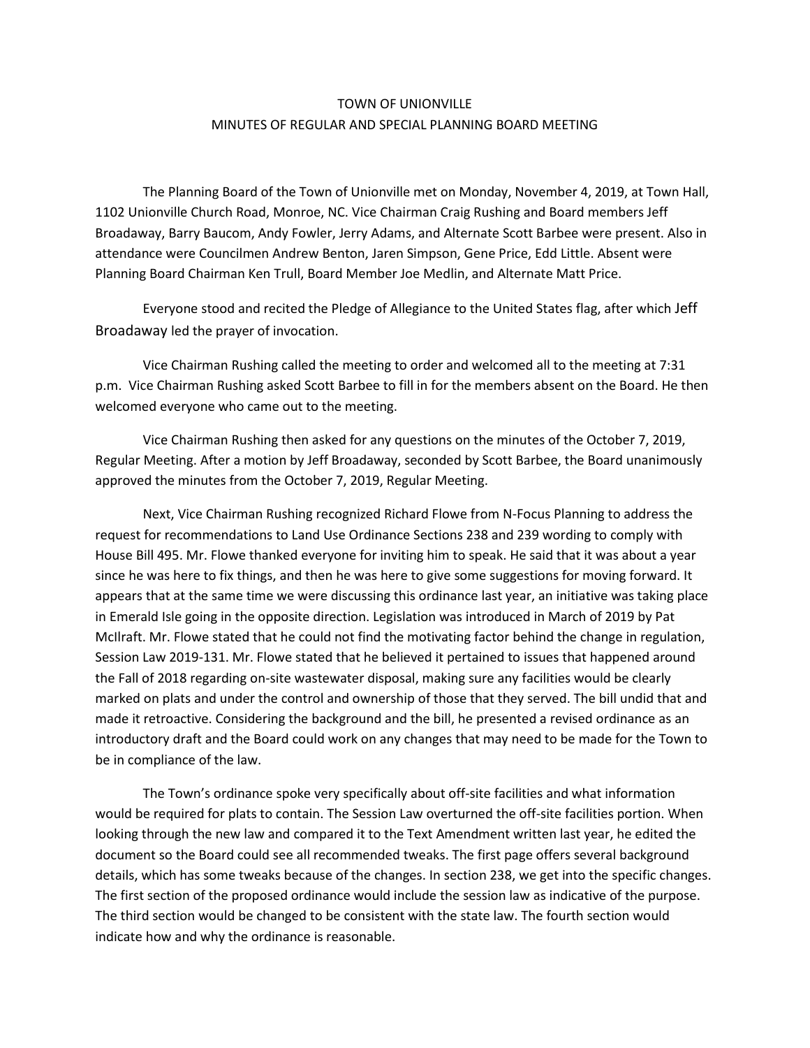# TOWN OF UNIONVILLE
## MINUTES OF REGULAR AND SPECIAL PLANNING BOARD MEETING

The Planning Board of the Town of Unionville met on Monday, November 4, 2019, at Town Hall, 1102 Unionville Church Road, Monroe, NC. Vice Chairman Craig Rushing and Board members Jeff Broadaway, Barry Baucom, Andy Fowler, Jerry Adams, and Alternate Scott Barbee were present. Also in attendance were Councilmen Andrew Benton, Jaren Simpson, Gene Price, Edd Little. Absent were Planning Board Chairman Ken Trull, Board Member Joe Medlin, and Alternate Matt Price.

Everyone stood and recited the Pledge of Allegiance to the United States flag, after which Jeff Broadaway led the prayer of invocation.

Vice Chairman Rushing called the meeting to order and welcomed all to the meeting at 7:31 p.m. Vice Chairman Rushing asked Scott Barbee to fill in for the members absent on the Board. He then welcomed everyone who came out to the meeting.

Vice Chairman Rushing then asked for any questions on the minutes of the October 7, 2019, Regular Meeting. After a motion by Jeff Broadaway, seconded by Scott Barbee, the Board unanimously approved the minutes from the October 7, 2019, Regular Meeting.

Next, Vice Chairman Rushing recognized Richard Flowe from N-Focus Planning to address the request for recommendations to Land Use Ordinance Sections 238 and 239 wording to comply with House Bill 495. Mr. Flowe thanked everyone for inviting him to speak. He said that it was about a year since he was here to fix things, and then he was here to give some suggestions for moving forward. It appears that at the same time we were discussing this ordinance last year, an initiative was taking place in Emerald Isle going in the opposite direction. Legislation was introduced in March of 2019 by Pat McIlraft. Mr. Flowe stated that he could not find the motivating factor behind the change in regulation, Session Law 2019-131. Mr. Flowe stated that he believed it pertained to issues that happened around the Fall of 2018 regarding on-site wastewater disposal, making sure any facilities would be clearly marked on plats and under the control and ownership of those that they served. The bill undid that and made it retroactive. Considering the background and the bill, he presented a revised ordinance as an introductory draft and the Board could work on any changes that may need to be made for the Town to be in compliance of the law.

The Town's ordinance spoke very specifically about off-site facilities and what information would be required for plats to contain. The Session Law overturned the off-site facilities portion. When looking through the new law and compared it to the Text Amendment written last year, he edited the document so the Board could see all recommended tweaks. The first page offers several background details, which has some tweaks because of the changes. In section 238, we get into the specific changes. The first section of the proposed ordinance would include the session law as indicative of the purpose. The third section would be changed to be consistent with the state law. The fourth section would indicate how and why the ordinance is reasonable.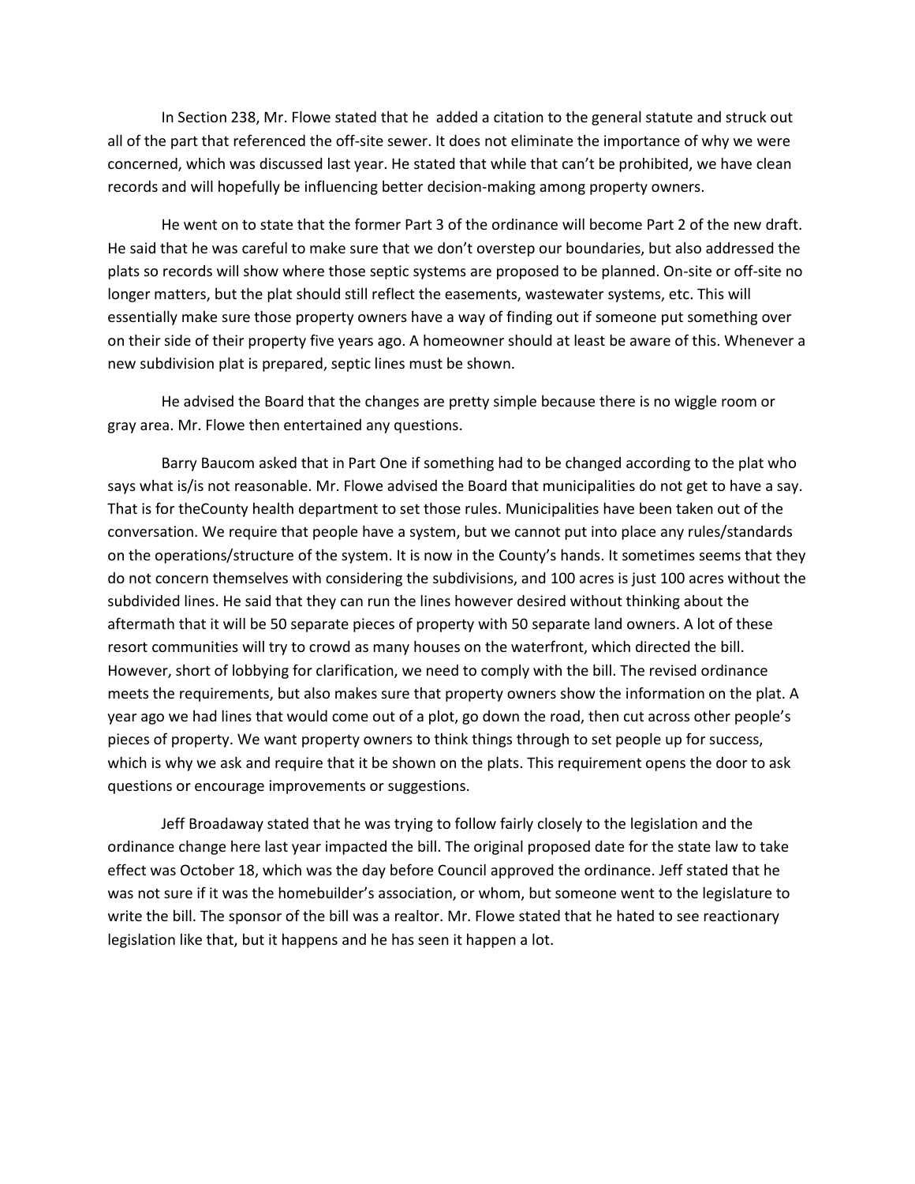In Section 238, Mr. Flowe stated that he added a citation to the general statute and struck out all of the part that referenced the off-site sewer. It does not eliminate the importance of why we were concerned, which was discussed last year. He stated that while that can't be prohibited, we have clean records and will hopefully be influencing better decision-making among property owners.

He went on to state that the former Part 3 of the ordinance will become Part 2 of the new draft. He said that he was careful to make sure that we don't overstep our boundaries, but also addressed the plats so records will show where those septic systems are proposed to be planned. On-site or off-site no longer matters, but the plat should still reflect the easements, wastewater systems, etc. This will essentially make sure those property owners have a way of finding out if someone put something over on their side of their property five years ago. A homeowner should at least be aware of this. Whenever a new subdivision plat is prepared, septic lines must be shown.

He advised the Board that the changes are pretty simple because there is no wiggle room or gray area. Mr. Flowe then entertained any questions.

Barry Baucom asked that in Part One if something had to be changed according to the plat who says what is/is not reasonable. Mr. Flowe advised the Board that municipalities do not get to have a say. That is for theCounty health department to set those rules. Municipalities have been taken out of the conversation. We require that people have a system, but we cannot put into place any rules/standards on the operations/structure of the system. It is now in the County's hands. It sometimes seems that they do not concern themselves with considering the subdivisions, and 100 acres is just 100 acres without the subdivided lines. He said that they can run the lines however desired without thinking about the aftermath that it will be 50 separate pieces of property with 50 separate land owners. A lot of these resort communities will try to crowd as many houses on the waterfront, which directed the bill. However, short of lobbying for clarification, we need to comply with the bill. The revised ordinance meets the requirements, but also makes sure that property owners show the information on the plat. A year ago we had lines that would come out of a plot, go down the road, then cut across other people's pieces of property. We want property owners to think things through to set people up for success, which is why we ask and require that it be shown on the plats. This requirement opens the door to ask questions or encourage improvements or suggestions.

Jeff Broadaway stated that he was trying to follow fairly closely to the legislation and the ordinance change here last year impacted the bill. The original proposed date for the state law to take effect was October 18, which was the day before Council approved the ordinance. Jeff stated that he was not sure if it was the homebuilder's association, or whom, but someone went to the legislature to write the bill. The sponsor of the bill was a realtor. Mr. Flowe stated that he hated to see reactionary legislation like that, but it happens and he has seen it happen a lot.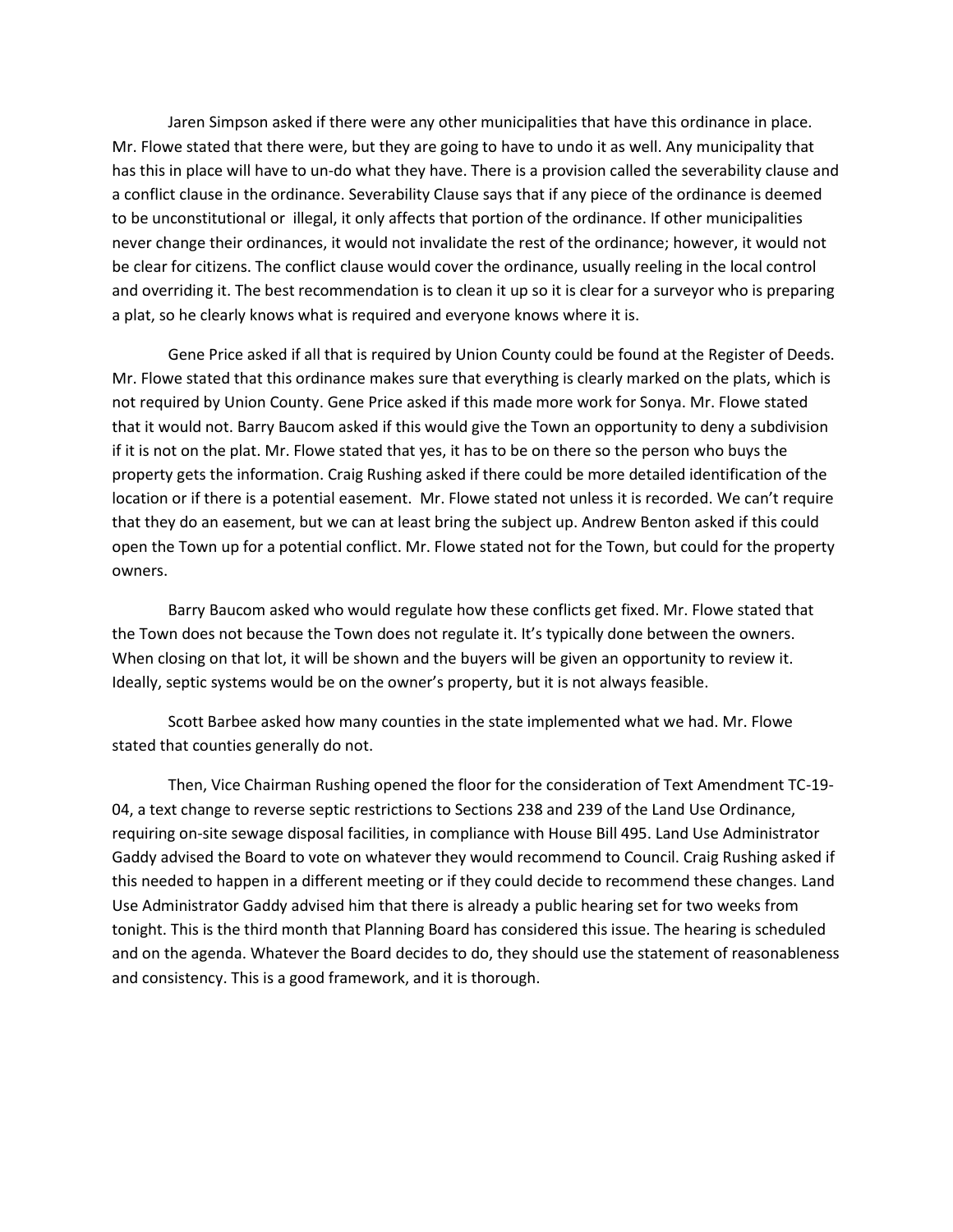Jaren Simpson asked if there were any other municipalities that have this ordinance in place. Mr. Flowe stated that there were, but they are going to have to undo it as well. Any municipality that has this in place will have to un-do what they have. There is a provision called the severability clause and a conflict clause in the ordinance. Severability Clause says that if any piece of the ordinance is deemed to be unconstitutional or illegal, it only affects that portion of the ordinance. If other municipalities never change their ordinances, it would not invalidate the rest of the ordinance; however, it would not be clear for citizens. The conflict clause would cover the ordinance, usually reeling in the local control and overriding it. The best recommendation is to clean it up so it is clear for a surveyor who is preparing a plat, so he clearly knows what is required and everyone knows where it is.

Gene Price asked if all that is required by Union County could be found at the Register of Deeds. Mr. Flowe stated that this ordinance makes sure that everything is clearly marked on the plats, which is not required by Union County. Gene Price asked if this made more work for Sonya. Mr. Flowe stated that it would not. Barry Baucom asked if this would give the Town an opportunity to deny a subdivision if it is not on the plat. Mr. Flowe stated that yes, it has to be on there so the person who buys the property gets the information. Craig Rushing asked if there could be more detailed identification of the location or if there is a potential easement. Mr. Flowe stated not unless it is recorded. We can't require that they do an easement, but we can at least bring the subject up. Andrew Benton asked if this could open the Town up for a potential conflict. Mr. Flowe stated not for the Town, but could for the property owners.

Barry Baucom asked who would regulate how these conflicts get fixed. Mr. Flowe stated that the Town does not because the Town does not regulate it. It's typically done between the owners. When closing on that lot, it will be shown and the buyers will be given an opportunity to review it. Ideally, septic systems would be on the owner's property, but it is not always feasible.

Scott Barbee asked how many counties in the state implemented what we had. Mr. Flowe stated that counties generally do not.

Then, Vice Chairman Rushing opened the floor for the consideration of Text Amendment TC-19-04, a text change to reverse septic restrictions to Sections 238 and 239 of the Land Use Ordinance, requiring on-site sewage disposal facilities, in compliance with House Bill 495. Land Use Administrator Gaddy advised the Board to vote on whatever they would recommend to Council. Craig Rushing asked if this needed to happen in a different meeting or if they could decide to recommend these changes. Land Use Administrator Gaddy advised him that there is already a public hearing set for two weeks from tonight. This is the third month that Planning Board has considered this issue. The hearing is scheduled and on the agenda. Whatever the Board decides to do, they should use the statement of reasonableness and consistency. This is a good framework, and it is thorough.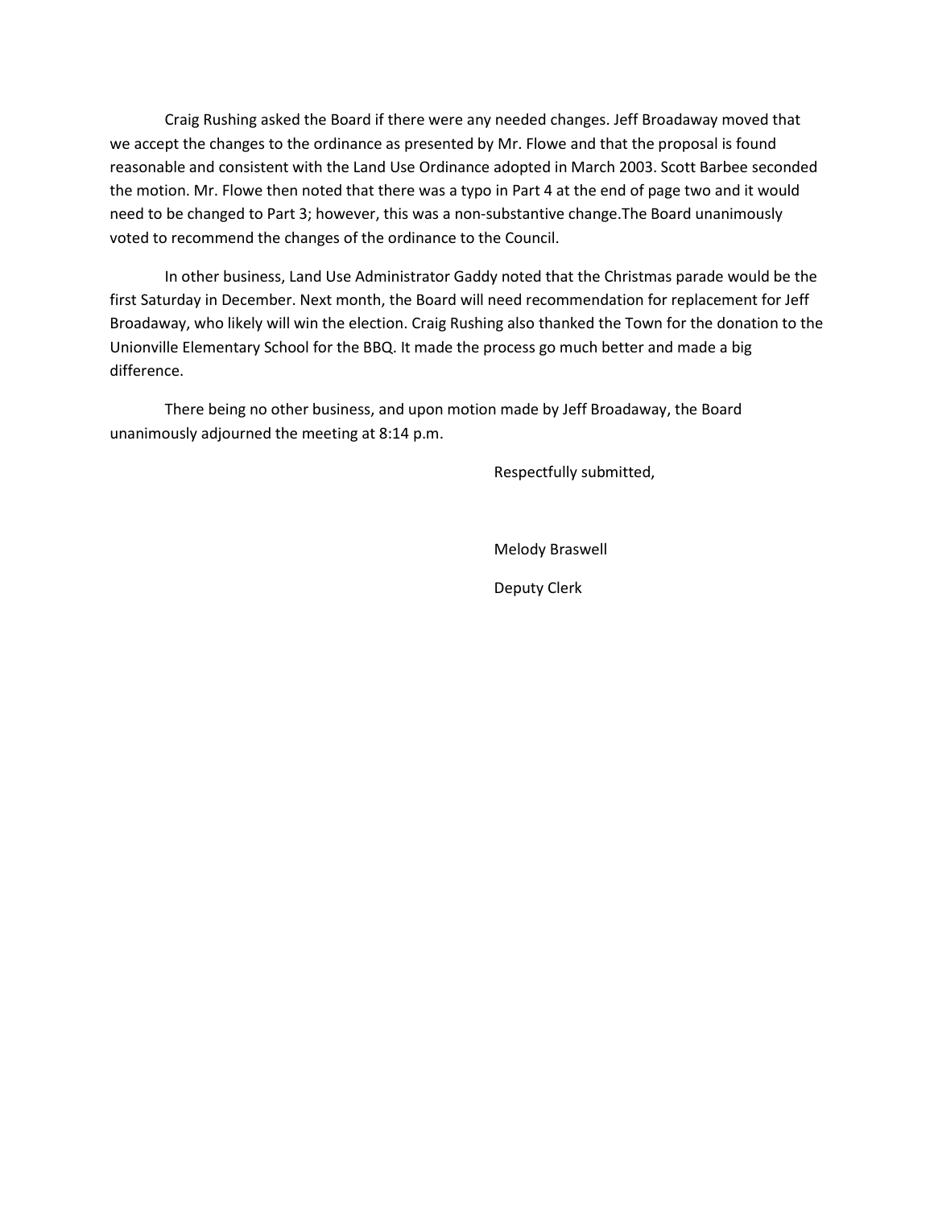Craig Rushing asked the Board if there were any needed changes. Jeff Broadaway moved that we accept the changes to the ordinance as presented by Mr. Flowe and that the proposal is found reasonable and consistent with the Land Use Ordinance adopted in March 2003. Scott Barbee seconded the motion. Mr. Flowe then noted that there was a typo in Part 4 at the end of page two and it would need to be changed to Part 3; however, this was a non-substantive change.The Board unanimously voted to recommend the changes of the ordinance to the Council.

In other business, Land Use Administrator Gaddy noted that the Christmas parade would be the first Saturday in December. Next month, the Board will need recommendation for replacement for Jeff Broadaway, who likely will win the election. Craig Rushing also thanked the Town for the donation to the Unionville Elementary School for the BBQ. It made the process go much better and made a big difference.

There being no other business, and upon motion made by Jeff Broadaway, the Board unanimously adjourned the meeting at 8:14 p.m.

Respectfully submitted,

Melody Braswell

Deputy Clerk